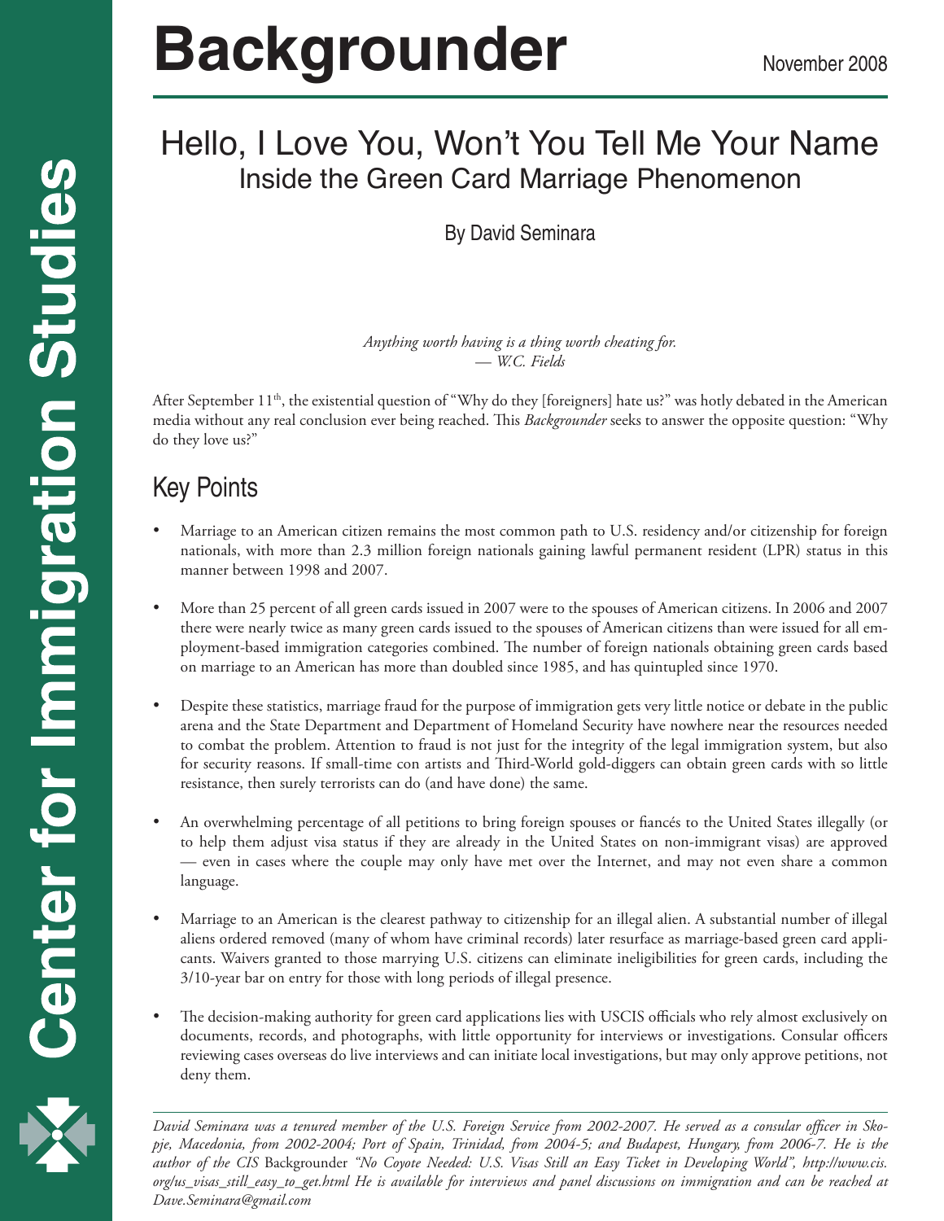# Backgrounder

November 2008

## Hello, I Love You, Won't You Tell Me Your Name
### Inside the Green Card Marriage Phenomenon

By David Seminara

*Anything worth having is a thing worth cheating for.*
*— W.C. Fields*

After September 11th, the existential question of "Why do they [foreigners] hate us?" was hotly debated in the American media without any real conclusion ever being reached. This *Backgrounder* seeks to answer the opposite question: "Why do they love us?"

## Key Points

- Marriage to an American citizen remains the most common path to U.S. residency and/or citizenship for foreign nationals, with more than 2.3 million foreign nationals gaining lawful permanent resident (LPR) status in this manner between 1998 and 2007.

- More than 25 percent of all green cards issued in 2007 were to the spouses of American citizens. In 2006 and 2007 there were nearly twice as many green cards issued to the spouses of American citizens than were issued for all employment-based immigration categories combined. The number of foreign nationals obtaining green cards based on marriage to an American has more than doubled since 1985, and has quintupled since 1970.

- Despite these statistics, marriage fraud for the purpose of immigration gets very little notice or debate in the public arena and the State Department and Department of Homeland Security have nowhere near the resources needed to combat the problem. Attention to fraud is not just for the integrity of the legal immigration system, but also for security reasons. If small-time con artists and Third-World gold-diggers can obtain green cards with so little resistance, then surely terrorists can do (and have done) the same.

- An overwhelming percentage of all petitions to bring foreign spouses or fiancés to the United States illegally (or to help them adjust visa status if they are already in the United States on non-immigrant visas) are approved — even in cases where the couple may only have met over the Internet, and may not even share a common language.

- Marriage to an American is the clearest pathway to citizenship for an illegal alien. A substantial number of illegal aliens ordered removed (many of whom have criminal records) later resurface as marriage-based green card applicants. Waivers granted to those marrying U.S. citizens can eliminate ineligibilities for green cards, including the 3/10-year bar on entry for those with long periods of illegal presence.

- The decision-making authority for green card applications lies with USCIS officials who rely almost exclusively on documents, records, and photographs, with little opportunity for interviews or investigations. Consular officers reviewing cases overseas do live interviews and can initiate local investigations, but may only approve petitions, not deny them.

---

*David Seminara was a tenured member of the U.S. Foreign Service from 2002-2007. He served as a consular officer in Skopje, Macedonia, from 2002-2004; Port of Spain, Trinidad, from 2004-5; and Budapest, Hungary, from 2006-7. He is the author of the CIS* Backgrounder *"No Coyote Needed: U.S. Visas Still an Easy Ticket in Developing World", http://www.cis.org/us_visas_still_easy_to_get.html He is available for interviews and panel discussions on immigration and can be reached at Dave.Seminara@gmail.com*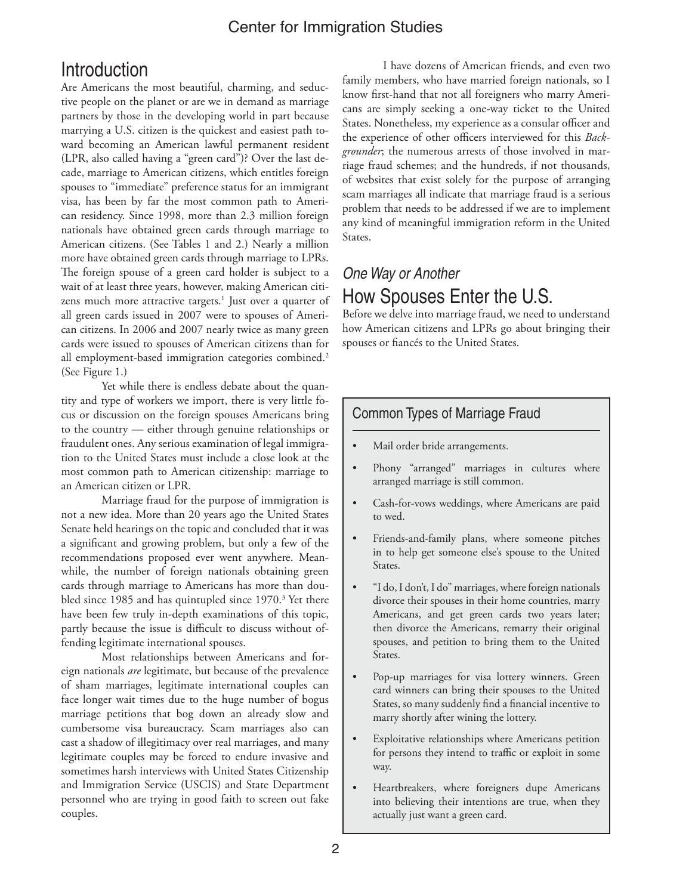## Introduction

Are Americans the most beautiful, charming, and seductive people on the planet or are we in demand as marriage partners by those in the developing world in part because marrying a U.S. citizen is the quickest and easiest path toward becoming an American lawful permanent resident (LPR, also called having a "green card")? Over the last decade, marriage to American citizens, which entitles foreign spouses to "immediate" preference status for an immigrant visa, has been by far the most common path to American residency. Since 1998, more than 2.3 million foreign nationals have obtained green cards through marriage to American citizens. (See Tables 1 and 2.) Nearly a million more have obtained green cards through marriage to LPRs. The foreign spouse of a green card holder is subject to a wait of at least three years, however, making American citizens much more attractive targets.[1] Just over a quarter of all green cards issued in 2007 were to spouses of American citizens. In 2006 and 2007 nearly twice as many green cards were issued to spouses of American citizens than for all employment-based immigration categories combined.[2] (See Figure 1.)

Yet while there is endless debate about the quantity and type of workers we import, there is very little focus or discussion on the foreign spouses Americans bring to the country — either through genuine relationships or fraudulent ones. Any serious examination of legal immigration to the United States must include a close look at the most common path to American citizenship: marriage to an American citizen or LPR.

Marriage fraud for the purpose of immigration is not a new idea. More than 20 years ago the United States Senate held hearings on the topic and concluded that it was a significant and growing problem, but only a few of the recommendations proposed ever went anywhere. Meanwhile, the number of foreign nationals obtaining green cards through marriage to Americans has more than doubled since 1985 and has quintupled since 1970.[3] Yet there have been few truly in-depth examinations of this topic, partly because the issue is difficult to discuss without offending legitimate international spouses.

Most relationships between Americans and foreign nationals *are* legitimate, but because of the prevalence of sham marriages, legitimate international couples can face longer wait times due to the huge number of bogus marriage petitions that bog down an already slow and cumbersome visa bureaucracy. Scam marriages also can cast a shadow of illegitimacy over real marriages, and many legitimate couples may be forced to endure invasive and sometimes harsh interviews with United States Citizenship and Immigration Service (USCIS) and State Department personnel who are trying in good faith to screen out fake couples.

I have dozens of American friends, and even two family members, who have married foreign nationals, so I know first-hand that not all foreigners who marry Americans are simply seeking a one-way ticket to the United States. Nonetheless, my experience as a consular officer and the experience of other officers interviewed for this *Backgrounder*; the numerous arrests of those involved in marriage fraud schemes; and the hundreds, if not thousands, of websites that exist solely for the purpose of arranging scam marriages all indicate that marriage fraud is a serious problem that needs to be addressed if we are to implement any kind of meaningful immigration reform in the United States.

### *One Way or Another*

## How Spouses Enter the U.S.

Before we delve into marriage fraud, we need to understand how American citizens and LPRs go about bringing their spouses or fiancés to the United States.

### Common Types of Marriage Fraud

- Mail order bride arrangements.
- Phony "arranged" marriages in cultures where arranged marriage is still common.
- Cash-for-vows weddings, where Americans are paid to wed.
- Friends-and-family plans, where someone pitches in to help get someone else's spouse to the United States.
- "I do, I don't, I do" marriages, where foreign nationals divorce their spouses in their home countries, marry Americans, and get green cards two years later; then divorce the Americans, remarry their original spouses, and petition to bring them to the United States.
- Pop-up marriages for visa lottery winners. Green card winners can bring their spouses to the United States, so many suddenly find a financial incentive to marry shortly after wining the lottery.
- Exploitative relationships where Americans petition for persons they intend to traffic or exploit in some way.
- Heartbreakers, where foreigners dupe Americans into believing their intentions are true, when they actually just want a green card.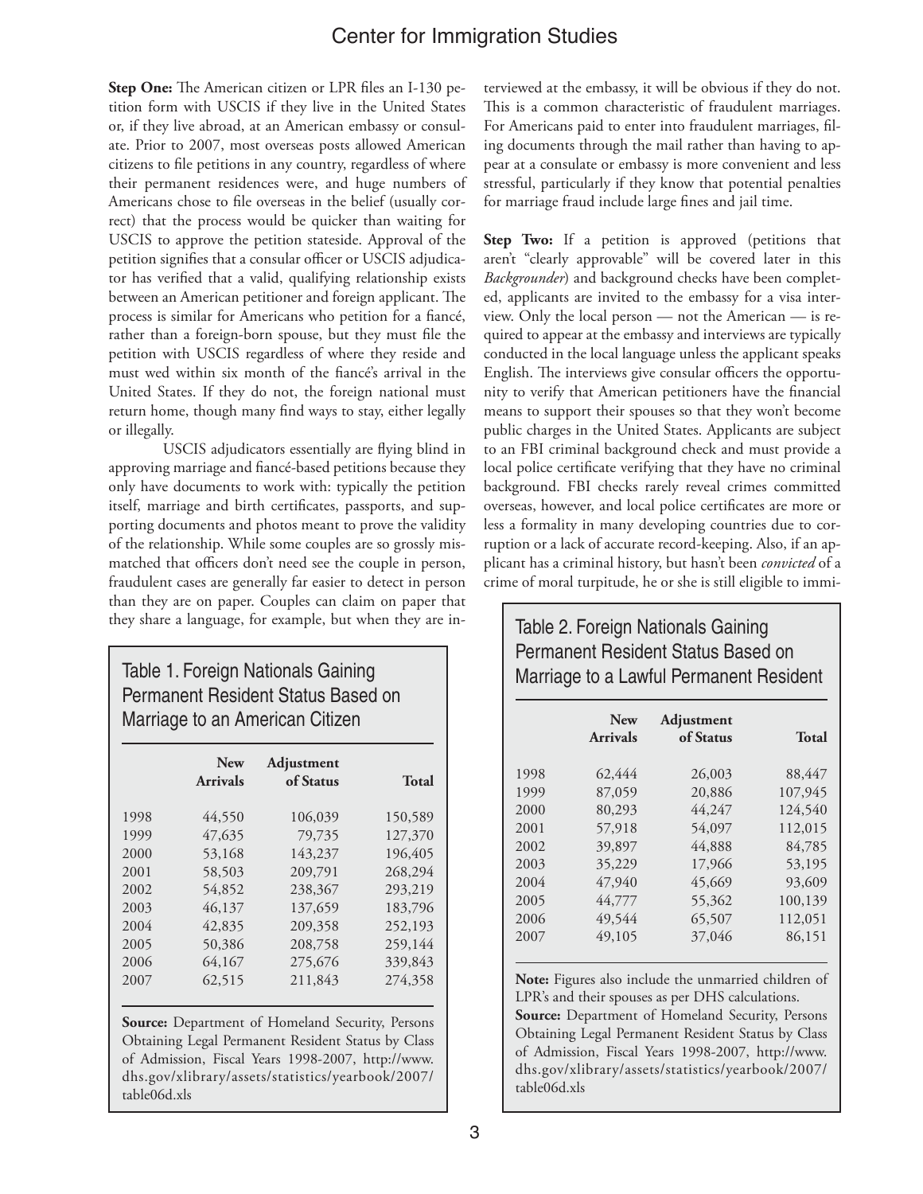**Step One:** The American citizen or LPR files an I-130 petition form with USCIS if they live in the United States or, if they live abroad, at an American embassy or consulate. Prior to 2007, most overseas posts allowed American citizens to file petitions in any country, regardless of where their permanent residences were, and huge numbers of Americans chose to file overseas in the belief (usually correct) that the process would be quicker than waiting for USCIS to approve the petition stateside. Approval of the petition signifies that a consular officer or USCIS adjudicator has verified that a valid, qualifying relationship exists between an American petitioner and foreign applicant. The process is similar for Americans who petition for a fiancé, rather than a foreign-born spouse, but they must file the petition with USCIS regardless of where they reside and must wed within six month of the fiancé's arrival in the United States. If they do not, the foreign national must return home, though many find ways to stay, either legally or illegally.

USCIS adjudicators essentially are flying blind in approving marriage and fiancé-based petitions because they only have documents to work with: typically the petition itself, marriage and birth certificates, passports, and supporting documents and photos meant to prove the validity of the relationship. While some couples are so grossly mismatched that officers don't need see the couple in person, fraudulent cases are generally far easier to detect in person than they are on paper. Couples can claim on paper that they share a language, for example, but when they are interviewed at the embassy, it will be obvious if they do not. This is a common characteristic of fraudulent marriages. For Americans paid to enter into fraudulent marriages, filing documents through the mail rather than having to appear at a consulate or embassy is more convenient and less stressful, particularly if they know that potential penalties for marriage fraud include large fines and jail time.

**Step Two:** If a petition is approved (petitions that aren't "clearly approvable" will be covered later in this *Backgrounder*) and background checks have been completed, applicants are invited to the embassy for a visa interview. Only the local person — not the American — is required to appear at the embassy and interviews are typically conducted in the local language unless the applicant speaks English. The interviews give consular officers the opportunity to verify that American petitioners have the financial means to support their spouses so that they won't become public charges in the United States. Applicants are subject to an FBI criminal background check and must provide a local police certificate verifying that they have no criminal background. FBI checks rarely reveal crimes committed overseas, however, and local police certificates are more or less a formality in many developing countries due to corruption or a lack of accurate record-keeping. Also, if an applicant has a criminal history, but hasn't been *convicted* of a crime of moral turpitude, he or she is still eligible to immi-

Table 1. Foreign Nationals Gaining Permanent Resident Status Based on Marriage to an American Citizen

| | New Arrivals | Adjustment of Status | Total |
|---|---|---|---|
| 1998 | 44,550 | 106,039 | 150,589 |
| 1999 | 47,635 | 79,735 | 127,370 |
| 2000 | 53,168 | 143,237 | 196,405 |
| 2001 | 58,503 | 209,791 | 268,294 |
| 2002 | 54,852 | 238,367 | 293,219 |
| 2003 | 46,137 | 137,659 | 183,796 |
| 2004 | 42,835 | 209,358 | 252,193 |
| 2005 | 50,386 | 208,758 | 259,144 |
| 2006 | 64,167 | 275,676 | 339,843 |
| 2007 | 62,515 | 211,843 | 274,358 |

**Source:** Department of Homeland Security, Persons Obtaining Legal Permanent Resident Status by Class of Admission, Fiscal Years 1998-2007, http://www.dhs.gov/xlibrary/assets/statistics/yearbook/2007/table06d.xls

Table 2. Foreign Nationals Gaining Permanent Resident Status Based on Marriage to a Lawful Permanent Resident

| | New Arrivals | Adjustment of Status | Total |
|---|---|---|---|
| 1998 | 62,444 | 26,003 | 88,447 |
| 1999 | 87,059 | 20,886 | 107,945 |
| 2000 | 80,293 | 44,247 | 124,540 |
| 2001 | 57,918 | 54,097 | 112,015 |
| 2002 | 39,897 | 44,888 | 84,785 |
| 2003 | 35,229 | 17,966 | 53,195 |
| 2004 | 47,940 | 45,669 | 93,609 |
| 2005 | 44,777 | 55,362 | 100,139 |
| 2006 | 49,544 | 65,507 | 112,051 |
| 2007 | 49,105 | 37,046 | 86,151 |

**Note:** Figures also include the unmarried children of LPR's and their spouses as per DHS calculations.
**Source:** Department of Homeland Security, Persons Obtaining Legal Permanent Resident Status by Class of Admission, Fiscal Years 1998-2007, http://www.dhs.gov/xlibrary/assets/statistics/yearbook/2007/table06d.xls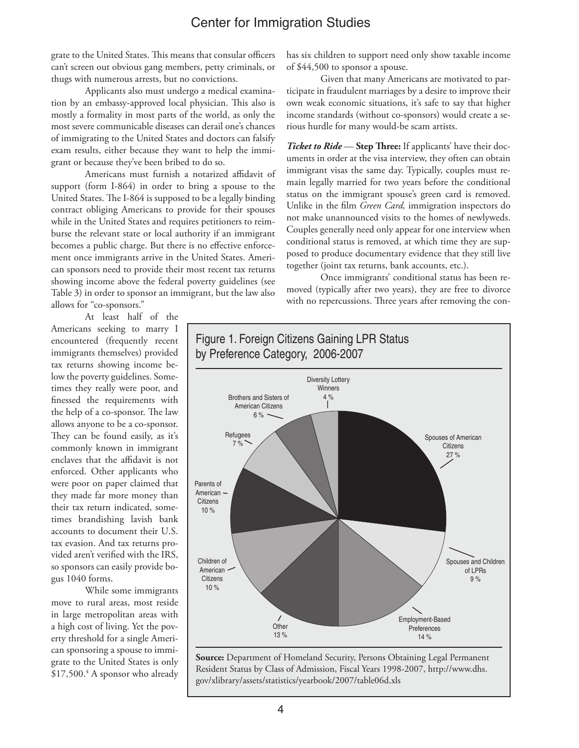grate to the United States. This means that consular officers can't screen out obvious gang members, petty criminals, or thugs with numerous arrests, but no convictions.

Applicants also must undergo a medical examination by an embassy-approved local physician. This also is mostly a formality in most parts of the world, as only the most severe communicable diseases can derail one's chances of immigrating to the United States and doctors can falsify exam results, either because they want to help the immigrant or because they've been bribed to do so.

Americans must furnish a notarized affidavit of support (form I-864) in order to bring a spouse to the United States. The I-864 is supposed to be a legally binding contract obliging Americans to provide for their spouses while in the United States and requires petitioners to reimburse the relevant state or local authority if an immigrant becomes a public charge. But there is no effective enforcement once immigrants arrive in the United States. American sponsors need to provide their most recent tax returns showing income above the federal poverty guidelines (see Table 3) in order to sponsor an immigrant, but the law also allows for "co-sponsors."

At least half of the Americans seeking to marry I encountered (frequently recent immigrants themselves) provided tax returns showing income below the poverty guidelines. Sometimes they really were poor, and finessed the requirements with the help of a co-sponsor. The law allows anyone to be a co-sponsor. They can be found easily, as it's commonly known in immigrant enclaves that the affidavit is not enforced. Other applicants who were poor on paper claimed that they made far more money than their tax return indicated, sometimes brandishing lavish bank accounts to document their U.S. tax evasion. And tax returns provided aren't verified with the IRS, so sponsors can easily provide bogus 1040 forms.

While some immigrants move to rural areas, most reside in large metropolitan areas with a high cost of living. Yet the poverty threshold for a single American sponsoring a spouse to immigrate to the United States is only \$17,500.[4] A sponsor who already has six children to support need only show taxable income of \$44,500 to sponsor a spouse.

Given that many Americans are motivated to participate in fraudulent marriages by a desire to improve their own weak economic situations, it's safe to say that higher income standards (without co-sponsors) would create a serious hurdle for many would-be scam artists.

***Ticket to Ride* — Step Three:** If applicants' have their documents in order at the visa interview, they often can obtain immigrant visas the same day. Typically, couples must remain legally married for two years before the conditional status on the immigrant spouse's green card is removed. Unlike in the film *Green Card,* immigration inspectors do not make unannounced visits to the homes of newlyweds. Couples generally need only appear for one interview when conditional status is removed, at which time they are supposed to produce documentary evidence that they still live together (joint tax returns, bank accounts, etc.).

Once immigrants' conditional status has been removed (typically after two years), they are free to divorce with no repercussions. Three years after removing the con-

**Figure 1. Foreign Citizens Gaining LPR Status by Preference Category, 2006-2007**

| Category | Percent |
|---|---|
| Spouses of American Citizens | 27 % |
| Spouses and Children of LPRs | 9 % |
| Employment-Based Preferences | 14 % |
| Other | 13 % |
| Children of American Citizens | 10 % |
| Parents of American Citizens | 10 % |
| Refugees | 7 % |
| Brothers and Sisters of American Citizens | 6 % |
| Diversity Lottery Winners | 4 % |

**Source:** Department of Homeland Security, Persons Obtaining Legal Permanent Resident Status by Class of Admission, Fiscal Years 1998-2007, http://www.dhs.gov/xlibrary/assets/statistics/yearbook/2007/table06d.xls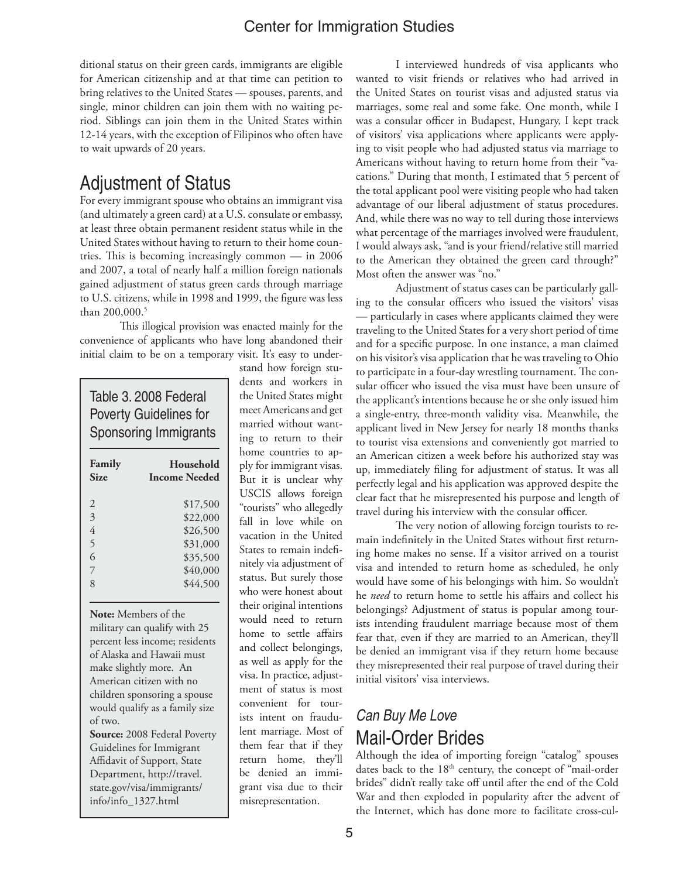ditional status on their green cards, immigrants are eligible for American citizenship and at that time can petition to bring relatives to the United States — spouses, parents, and single, minor children can join them with no waiting period. Siblings can join them in the United States within 12-14 years, with the exception of Filipinos who often have to wait upwards of 20 years.

## Adjustment of Status

For every immigrant spouse who obtains an immigrant visa (and ultimately a green card) at a U.S. consulate or embassy, at least three obtain permanent resident status while in the United States without having to return to their home countries. This is becoming increasingly common — in 2006 and 2007, a total of nearly half a million foreign nationals gained adjustment of status green cards through marriage to U.S. citizens, while in 1998 and 1999, the figure was less than 200,000.[5]

This illogical provision was enacted mainly for the convenience of applicants who have long abandoned their initial claim to be on a temporary visit. It's easy to understand how foreign students and workers in the United States might meet Americans and get married without wanting to return to their home countries to apply for immigrant visas. But it is unclear why USCIS allows foreign "tourists" who allegedly fall in love while on vacation in the United States to remain indefinitely via adjustment of status. But surely those who were honest about their original intentions would need to return home to settle affairs and collect belongings, as well as apply for the visa. In practice, adjustment of status is most convenient for tourists intent on fraudulent marriage. Most of them fear that if they return home, they'll be denied an immigrant visa due to their misrepresentation.

**Table 3. 2008 Federal Poverty Guidelines for Sponsoring Immigrants**

| Family Size | Household Income Needed |
|---|---|
| 2 | $17,500 |
| 3 | $22,000 |
| 4 | $26,500 |
| 5 | $31,000 |
| 6 | $35,500 |
| 7 | $40,000 |
| 8 | $44,500 |

**Note:** Members of the military can qualify with 25 percent less income; residents of Alaska and Hawaii must make slightly more. An American citizen with no children sponsoring a spouse would qualify as a family size of two.

**Source:** 2008 Federal Poverty Guidelines for Immigrant Affidavit of Support, State Department, http://travel.state.gov/visa/immigrants/info/info_1327.html

I interviewed hundreds of visa applicants who wanted to visit friends or relatives who had arrived in the United States on tourist visas and adjusted status via marriages, some real and some fake. One month, while I was a consular officer in Budapest, Hungary, I kept track of visitors' visa applications where applicants were applying to visit people who had adjusted status via marriage to Americans without having to return home from their "vacations." During that month, I estimated that 5 percent of the total applicant pool were visiting people who had taken advantage of our liberal adjustment of status procedures. And, while there was no way to tell during those interviews what percentage of the marriages involved were fraudulent, I would always ask, "and is your friend/relative still married to the American they obtained the green card through?" Most often the answer was "no."

Adjustment of status cases can be particularly galling to the consular officers who issued the visitors' visas — particularly in cases where applicants claimed they were traveling to the United States for a very short period of time and for a specific purpose. In one instance, a man claimed on his visitor's visa application that he was traveling to Ohio to participate in a four-day wrestling tournament. The consular officer who issued the visa must have been unsure of the applicant's intentions because he or she only issued him a single-entry, three-month validity visa. Meanwhile, the applicant lived in New Jersey for nearly 18 months thanks to tourist visa extensions and conveniently got married to an American citizen a week before his authorized stay was up, immediately filing for adjustment of status. It was all perfectly legal and his application was approved despite the clear fact that he misrepresented his purpose and length of travel during his interview with the consular officer.

The very notion of allowing foreign tourists to remain indefinitely in the United States without first returning home makes no sense. If a visitor arrived on a tourist visa and intended to return home as scheduled, he only would have some of his belongings with him. So wouldn't he *need* to return home to settle his affairs and collect his belongings? Adjustment of status is popular among tourists intending fraudulent marriage because most of them fear that, even if they are married to an American, they'll be denied an immigrant visa if they return home because they misrepresented their real purpose of travel during their initial visitors' visa interviews.

### *Can Buy Me Love*

## Mail-Order Brides

Although the idea of importing foreign "catalog" spouses dates back to the 18th century, the concept of "mail-order brides" didn't really take off until after the end of the Cold War and then exploded in popularity after the advent of the Internet, which has done more to facilitate cross-cul-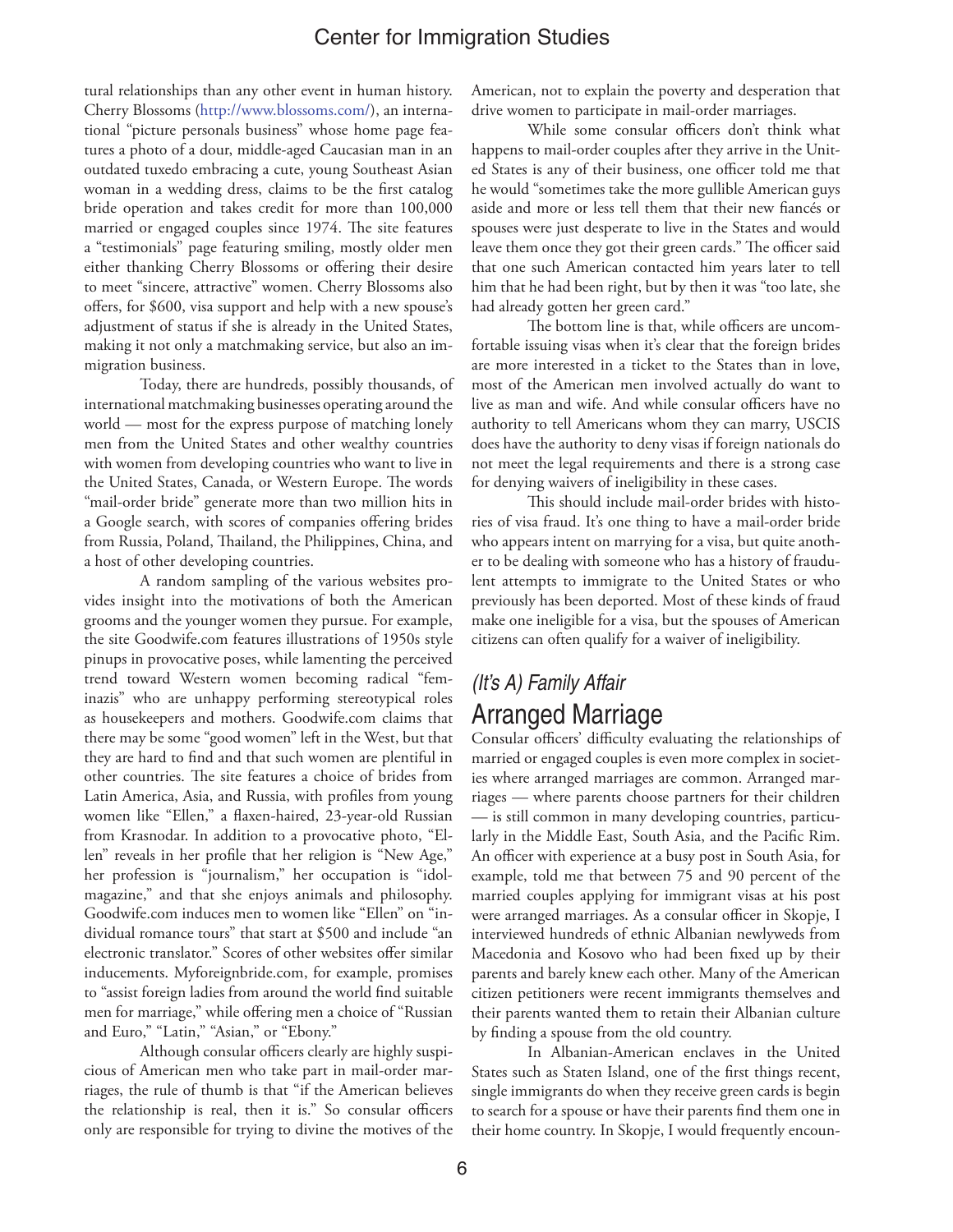tural relationships than any other event in human history. Cherry Blossoms (http://www.blossoms.com/), an international "picture personals business" whose home page features a photo of a dour, middle-aged Caucasian man in an outdated tuxedo embracing a cute, young Southeast Asian woman in a wedding dress, claims to be the first catalog bride operation and takes credit for more than 100,000 married or engaged couples since 1974. The site features a "testimonials" page featuring smiling, mostly older men either thanking Cherry Blossoms or offering their desire to meet "sincere, attractive" women. Cherry Blossoms also offers, for $600, visa support and help with a new spouse's adjustment of status if she is already in the United States, making it not only a matchmaking service, but also an immigration business.

Today, there are hundreds, possibly thousands, of international matchmaking businesses operating around the world — most for the express purpose of matching lonely men from the United States and other wealthy countries with women from developing countries who want to live in the United States, Canada, or Western Europe. The words "mail-order bride" generate more than two million hits in a Google search, with scores of companies offering brides from Russia, Poland, Thailand, the Philippines, China, and a host of other developing countries.

A random sampling of the various websites provides insight into the motivations of both the American grooms and the younger women they pursue. For example, the site Goodwife.com features illustrations of 1950s style pinups in provocative poses, while lamenting the perceived trend toward Western women becoming radical "feminazis" who are unhappy performing stereotypical roles as housekeepers and mothers. Goodwife.com claims that there may be some "good women" left in the West, but that they are hard to find and that such women are plentiful in other countries. The site features a choice of brides from Latin America, Asia, and Russia, with profiles from young women like "Ellen," a flaxen-haired, 23-year-old Russian from Krasnodar. In addition to a provocative photo, "Ellen" reveals in her profile that her religion is "New Age," her profession is "journalism," her occupation is "idol-magazine," and that she enjoys animals and philosophy. Goodwife.com induces men to women like "Ellen" on "individual romance tours" that start at $500 and include "an electronic translator." Scores of other websites offer similar inducements. Myforeignbride.com, for example, promises to "assist foreign ladies from around the world find suitable men for marriage," while offering men a choice of "Russian and Euro," "Latin," "Asian," or "Ebony."

Although consular officers clearly are highly suspicious of American men who take part in mail-order marriages, the rule of thumb is that "if the American believes the relationship is real, then it is." So consular officers only are responsible for trying to divine the motives of the American, not to explain the poverty and desperation that drive women to participate in mail-order marriages.

While some consular officers don't think what happens to mail-order couples after they arrive in the United States is any of their business, one officer told me that he would "sometimes take the more gullible American guys aside and more or less tell them that their new fiancés or spouses were just desperate to live in the States and would leave them once they got their green cards." The officer said that one such American contacted him years later to tell him that he had been right, but by then it was "too late, she had already gotten her green card."

The bottom line is that, while officers are uncomfortable issuing visas when it's clear that the foreign brides are more interested in a ticket to the States than in love, most of the American men involved actually do want to live as man and wife. And while consular officers have no authority to tell Americans whom they can marry, USCIS does have the authority to deny visas if foreign nationals do not meet the legal requirements and there is a strong case for denying waivers of ineligibility in these cases.

This should include mail-order brides with histories of visa fraud. It's one thing to have a mail-order bride who appears intent on marrying for a visa, but quite another to be dealing with someone who has a history of fraudulent attempts to immigrate to the United States or who previously has been deported. Most of these kinds of fraud make one ineligible for a visa, but the spouses of American citizens can often qualify for a waiver of ineligibility.

## *(It's A) Family Affair*
## Arranged Marriage

Consular officers' difficulty evaluating the relationships of married or engaged couples is even more complex in societies where arranged marriages are common. Arranged marriages — where parents choose partners for their children — is still common in many developing countries, particularly in the Middle East, South Asia, and the Pacific Rim. An officer with experience at a busy post in South Asia, for example, told me that between 75 and 90 percent of the married couples applying for immigrant visas at his post were arranged marriages. As a consular officer in Skopje, I interviewed hundreds of ethnic Albanian newlyweds from Macedonia and Kosovo who had been fixed up by their parents and barely knew each other. Many of the American citizen petitioners were recent immigrants themselves and their parents wanted them to retain their Albanian culture by finding a spouse from the old country.

In Albanian-American enclaves in the United States such as Staten Island, one of the first things recent, single immigrants do when they receive green cards is begin to search for a spouse or have their parents find them one in their home country. In Skopje, I would frequently encoun-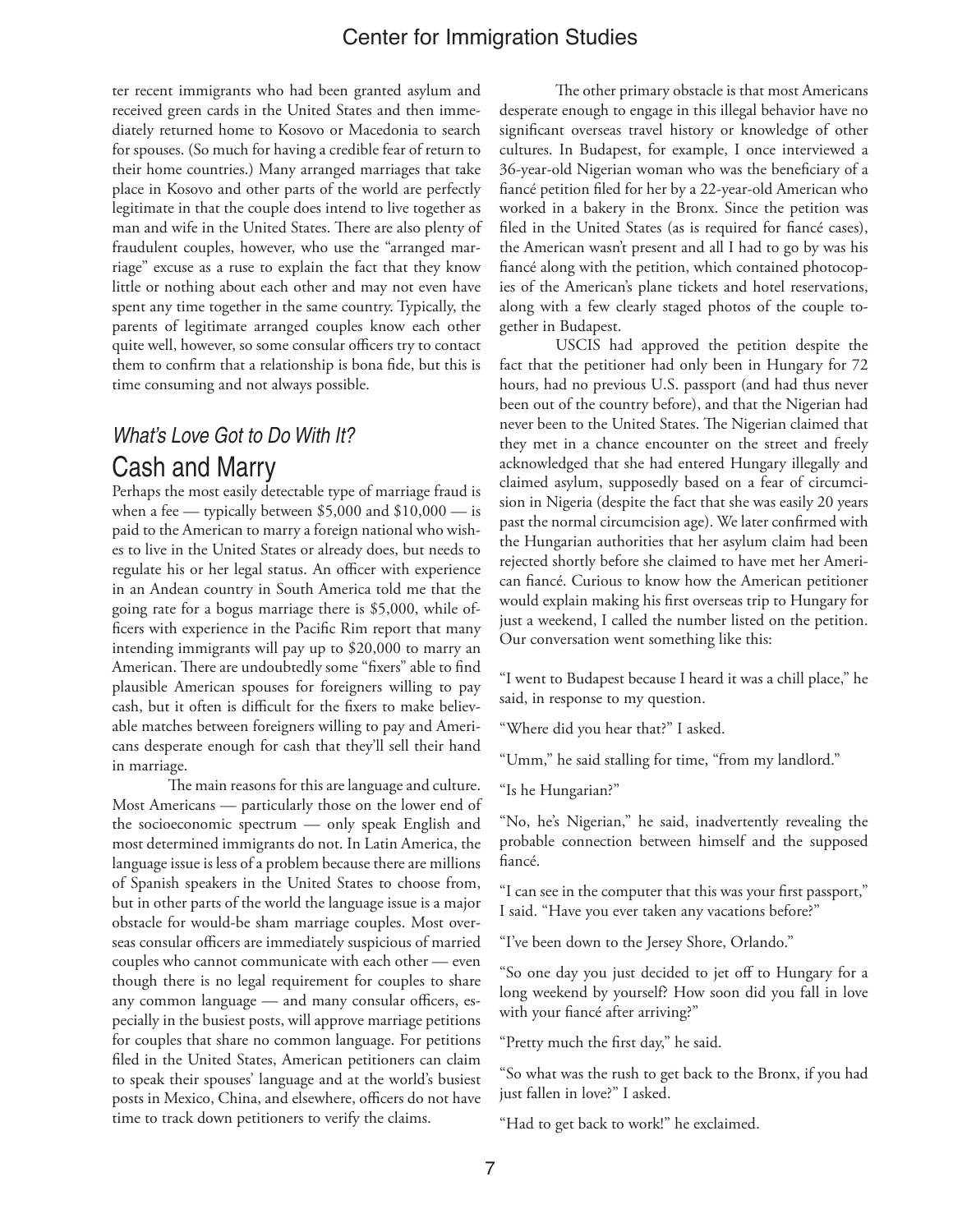ter recent immigrants who had been granted asylum and received green cards in the United States and then immediately returned home to Kosovo or Macedonia to search for spouses. (So much for having a credible fear of return to their home countries.) Many arranged marriages that take place in Kosovo and other parts of the world are perfectly legitimate in that the couple does intend to live together as man and wife in the United States. There are also plenty of fraudulent couples, however, who use the "arranged marriage" excuse as a ruse to explain the fact that they know little or nothing about each other and may not even have spent any time together in the same country. Typically, the parents of legitimate arranged couples know each other quite well, however, so some consular officers try to contact them to confirm that a relationship is bona fide, but this is time consuming and not always possible.

### *What's Love Got to Do With It?*
## Cash and Marry

Perhaps the most easily detectable type of marriage fraud is when a fee — typically between $5,000 and $10,000 — is paid to the American to marry a foreign national who wishes to live in the United States or already does, but needs to regulate his or her legal status. An officer with experience in an Andean country in South America told me that the going rate for a bogus marriage there is $5,000, while officers with experience in the Pacific Rim report that many intending immigrants will pay up to $20,000 to marry an American. There are undoubtedly some "fixers" able to find plausible American spouses for foreigners willing to pay cash, but it often is difficult for the fixers to make believable matches between foreigners willing to pay and Americans desperate enough for cash that they'll sell their hand in marriage.

The main reasons for this are language and culture. Most Americans — particularly those on the lower end of the socioeconomic spectrum — only speak English and most determined immigrants do not. In Latin America, the language issue is less of a problem because there are millions of Spanish speakers in the United States to choose from, but in other parts of the world the language issue is a major obstacle for would-be sham marriage couples. Most overseas consular officers are immediately suspicious of married couples who cannot communicate with each other — even though there is no legal requirement for couples to share any common language — and many consular officers, especially in the busiest posts, will approve marriage petitions for couples that share no common language. For petitions filed in the United States, American petitioners can claim to speak their spouses' language and at the world's busiest posts in Mexico, China, and elsewhere, officers do not have time to track down petitioners to verify the claims.

The other primary obstacle is that most Americans desperate enough to engage in this illegal behavior have no significant overseas travel history or knowledge of other cultures. In Budapest, for example, I once interviewed a 36-year-old Nigerian woman who was the beneficiary of a fiancé petition filed for her by a 22-year-old American who worked in a bakery in the Bronx. Since the petition was filed in the United States (as is required for fiancé cases), the American wasn't present and all I had to go by was his fiancé along with the petition, which contained photocopies of the American's plane tickets and hotel reservations, along with a few clearly staged photos of the couple together in Budapest.

USCIS had approved the petition despite the fact that the petitioner had only been in Hungary for 72 hours, had no previous U.S. passport (and had thus never been out of the country before), and that the Nigerian had never been to the United States. The Nigerian claimed that they met in a chance encounter on the street and freely acknowledged that she had entered Hungary illegally and claimed asylum, supposedly based on a fear of circumcision in Nigeria (despite the fact that she was easily 20 years past the normal circumcision age). We later confirmed with the Hungarian authorities that her asylum claim had been rejected shortly before she claimed to have met her American fiancé. Curious to know how the American petitioner would explain making his first overseas trip to Hungary for just a weekend, I called the number listed on the petition. Our conversation went something like this:

"I went to Budapest because I heard it was a chill place," he said, in response to my question.

"Where did you hear that?" I asked.

"Umm," he said stalling for time, "from my landlord."

"Is he Hungarian?"

"No, he's Nigerian," he said, inadvertently revealing the probable connection between himself and the supposed fiancé.

"I can see in the computer that this was your first passport," I said. "Have you ever taken any vacations before?"

"I've been down to the Jersey Shore, Orlando."

"So one day you just decided to jet off to Hungary for a long weekend by yourself? How soon did you fall in love with your fiancé after arriving?"

"Pretty much the first day," he said.

"So what was the rush to get back to the Bronx, if you had just fallen in love?" I asked.

"Had to get back to work!" he exclaimed.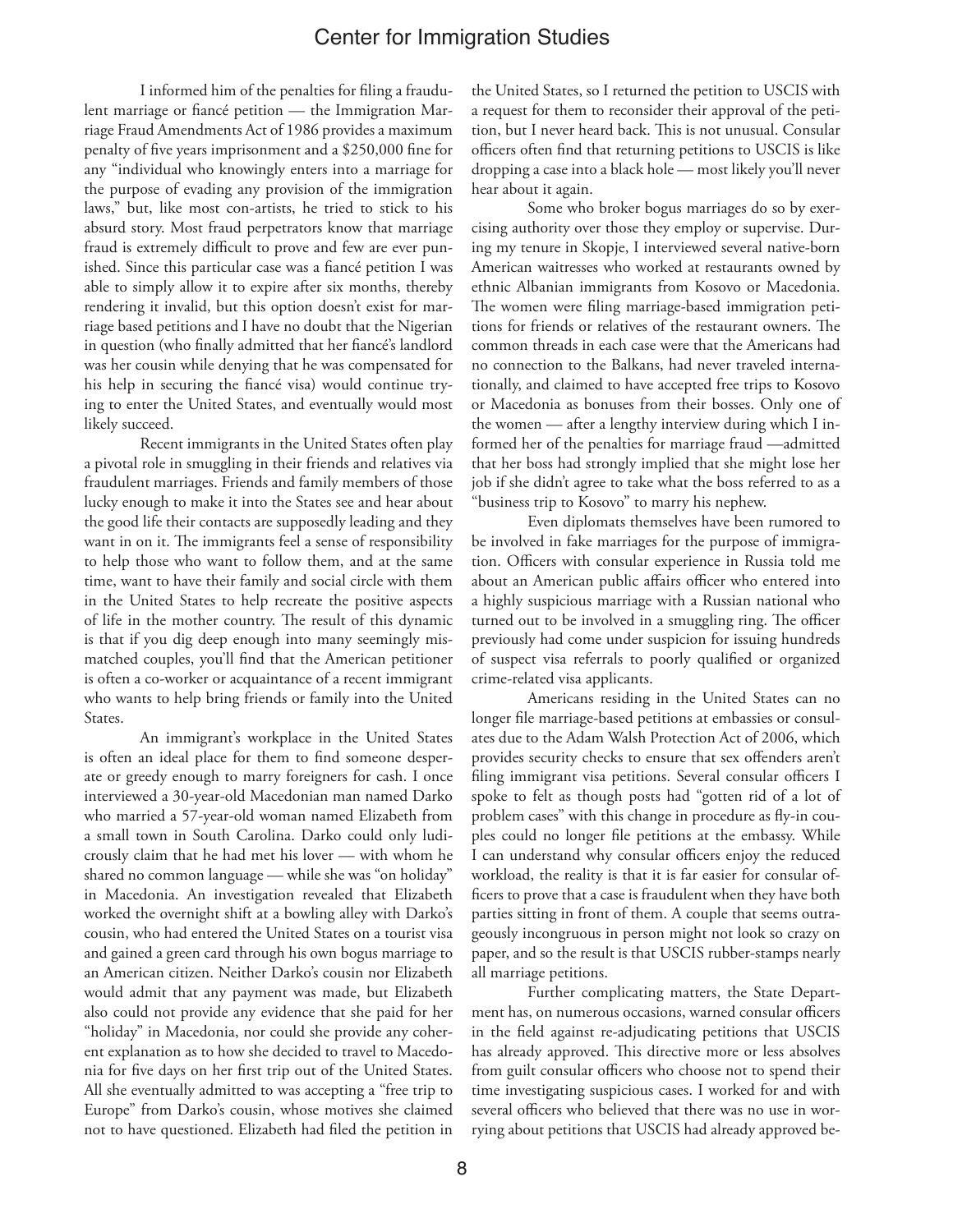I informed him of the penalties for filing a fraudulent marriage or fiancé petition — the Immigration Marriage Fraud Amendments Act of 1986 provides a maximum penalty of five years imprisonment and a $250,000 fine for any "individual who knowingly enters into a marriage for the purpose of evading any provision of the immigration laws," but, like most con-artists, he tried to stick to his absurd story. Most fraud perpetrators know that marriage fraud is extremely difficult to prove and few are ever punished. Since this particular case was a fiancé petition I was able to simply allow it to expire after six months, thereby rendering it invalid, but this option doesn't exist for marriage based petitions and I have no doubt that the Nigerian in question (who finally admitted that her fiancé's landlord was her cousin while denying that he was compensated for his help in securing the fiancé visa) would continue trying to enter the United States, and eventually would most likely succeed.

Recent immigrants in the United States often play a pivotal role in smuggling in their friends and relatives via fraudulent marriages. Friends and family members of those lucky enough to make it into the States see and hear about the good life their contacts are supposedly leading and they want in on it. The immigrants feel a sense of responsibility to help those who want to follow them, and at the same time, want to have their family and social circle with them in the United States to help recreate the positive aspects of life in the mother country. The result of this dynamic is that if you dig deep enough into many seemingly mismatched couples, you'll find that the American petitioner is often a co-worker or acquaintance of a recent immigrant who wants to help bring friends or family into the United States.

An immigrant's workplace in the United States is often an ideal place for them to find someone desperate or greedy enough to marry foreigners for cash. I once interviewed a 30-year-old Macedonian man named Darko who married a 57-year-old woman named Elizabeth from a small town in South Carolina. Darko could only ludicrously claim that he had met his lover — with whom he shared no common language — while she was "on holiday" in Macedonia. An investigation revealed that Elizabeth worked the overnight shift at a bowling alley with Darko's cousin, who had entered the United States on a tourist visa and gained a green card through his own bogus marriage to an American citizen. Neither Darko's cousin nor Elizabeth would admit that any payment was made, but Elizabeth also could not provide any evidence that she paid for her "holiday" in Macedonia, nor could she provide any coherent explanation as to how she decided to travel to Macedonia for five days on her first trip out of the United States. All she eventually admitted to was accepting a "free trip to Europe" from Darko's cousin, whose motives she claimed not to have questioned. Elizabeth had filed the petition in the United States, so I returned the petition to USCIS with a request for them to reconsider their approval of the petition, but I never heard back. This is not unusual. Consular officers often find that returning petitions to USCIS is like dropping a case into a black hole — most likely you'll never hear about it again.

Some who broker bogus marriages do so by exercising authority over those they employ or supervise. During my tenure in Skopje, I interviewed several native-born American waitresses who worked at restaurants owned by ethnic Albanian immigrants from Kosovo or Macedonia. The women were filing marriage-based immigration petitions for friends or relatives of the restaurant owners. The common threads in each case were that the Americans had no connection to the Balkans, had never traveled internationally, and claimed to have accepted free trips to Kosovo or Macedonia as bonuses from their bosses. Only one of the women — after a lengthy interview during which I informed her of the penalties for marriage fraud —admitted that her boss had strongly implied that she might lose her job if she didn't agree to take what the boss referred to as a "business trip to Kosovo" to marry his nephew.

Even diplomats themselves have been rumored to be involved in fake marriages for the purpose of immigration. Officers with consular experience in Russia told me about an American public affairs officer who entered into a highly suspicious marriage with a Russian national who turned out to be involved in a smuggling ring. The officer previously had come under suspicion for issuing hundreds of suspect visa referrals to poorly qualified or organized crime-related visa applicants.

Americans residing in the United States can no longer file marriage-based petitions at embassies or consulates due to the Adam Walsh Protection Act of 2006, which provides security checks to ensure that sex offenders aren't filing immigrant visa petitions. Several consular officers I spoke to felt as though posts had "gotten rid of a lot of problem cases" with this change in procedure as fly-in couples could no longer file petitions at the embassy. While I can understand why consular officers enjoy the reduced workload, the reality is that it is far easier for consular officers to prove that a case is fraudulent when they have both parties sitting in front of them. A couple that seems outrageously incongruous in person might not look so crazy on paper, and so the result is that USCIS rubber-stamps nearly all marriage petitions.

Further complicating matters, the State Department has, on numerous occasions, warned consular officers in the field against re-adjudicating petitions that USCIS has already approved. This directive more or less absolves from guilt consular officers who choose not to spend their time investigating suspicious cases. I worked for and with several officers who believed that there was no use in worrying about petitions that USCIS had already approved be-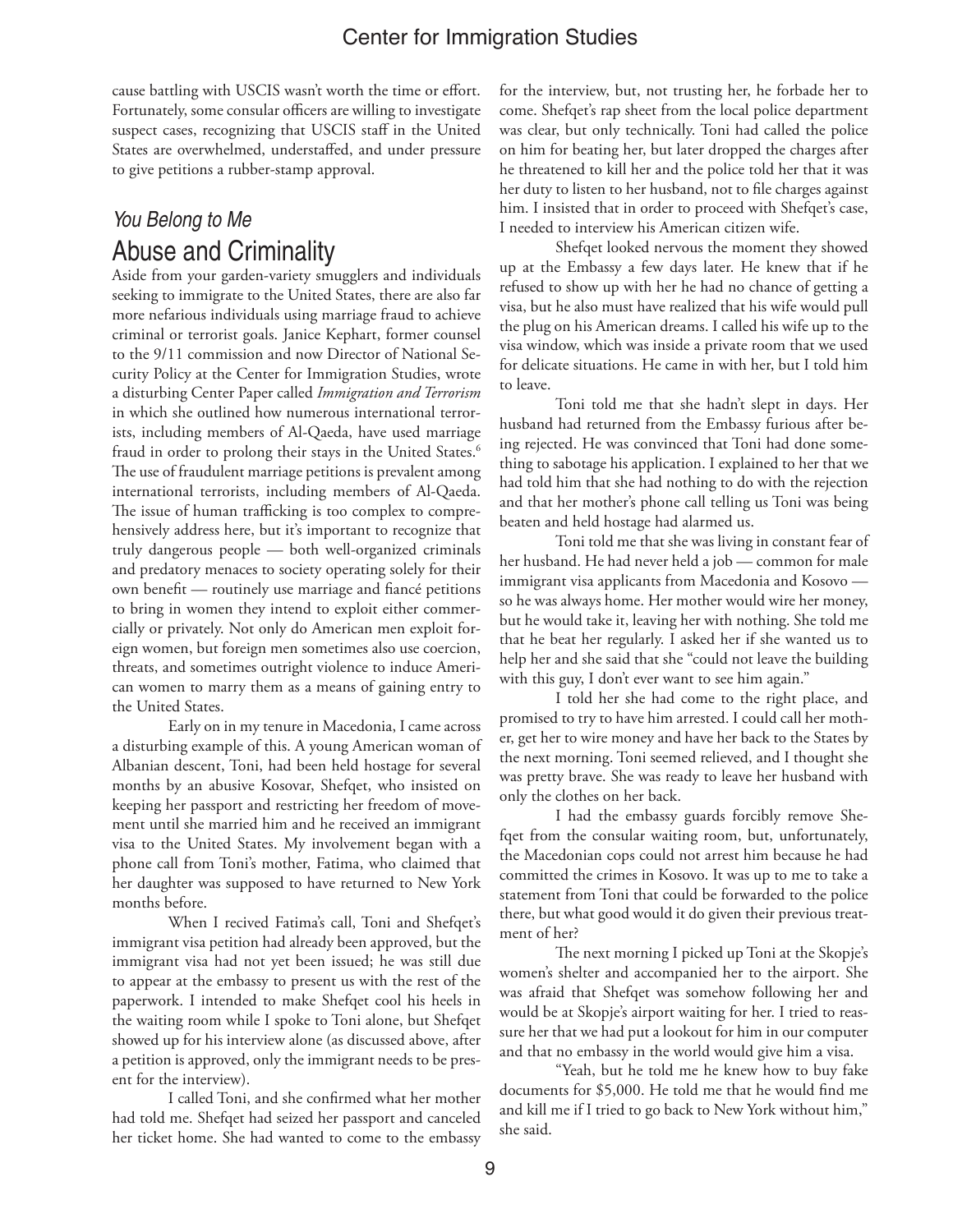cause battling with USCIS wasn't worth the time or effort. Fortunately, some consular officers are willing to investigate suspect cases, recognizing that USCIS staff in the United States are overwhelmed, understaffed, and under pressure to give petitions a rubber-stamp approval.

## *You Belong to Me*

# Abuse and Criminality

Aside from your garden-variety smugglers and individuals seeking to immigrate to the United States, there are also far more nefarious individuals using marriage fraud to achieve criminal or terrorist goals. Janice Kephart, former counsel to the 9/11 commission and now Director of National Security Policy at the Center for Immigration Studies, wrote a disturbing Center Paper called *Immigration and Terrorism* in which she outlined how numerous international terrorists, including members of Al-Qaeda, have used marriage fraud in order to prolong their stays in the United States.[6] The use of fraudulent marriage petitions is prevalent among international terrorists, including members of Al-Qaeda. The issue of human trafficking is too complex to comprehensively address here, but it's important to recognize that truly dangerous people — both well-organized criminals and predatory menaces to society operating solely for their own benefit — routinely use marriage and fiancé petitions to bring in women they intend to exploit either commercially or privately. Not only do American men exploit foreign women, but foreign men sometimes also use coercion, threats, and sometimes outright violence to induce American women to marry them as a means of gaining entry to the United States.

Early on in my tenure in Macedonia, I came across a disturbing example of this. A young American woman of Albanian descent, Toni, had been held hostage for several months by an abusive Kosovar, Shefqet, who insisted on keeping her passport and restricting her freedom of movement until she married him and he received an immigrant visa to the United States. My involvement began with a phone call from Toni's mother, Fatima, who claimed that her daughter was supposed to have returned to New York months before.

When I recived Fatima's call, Toni and Shefqet's immigrant visa petition had already been approved, but the immigrant visa had not yet been issued; he was still due to appear at the embassy to present us with the rest of the paperwork. I intended to make Shefqet cool his heels in the waiting room while I spoke to Toni alone, but Shefqet showed up for his interview alone (as discussed above, after a petition is approved, only the immigrant needs to be present for the interview).

I called Toni, and she confirmed what her mother had told me. Shefqet had seized her passport and canceled her ticket home. She had wanted to come to the embassy for the interview, but, not trusting her, he forbade her to come. Shefqet's rap sheet from the local police department was clear, but only technically. Toni had called the police on him for beating her, but later dropped the charges after he threatened to kill her and the police told her that it was her duty to listen to her husband, not to file charges against him. I insisted that in order to proceed with Shefqet's case, I needed to interview his American citizen wife.

Shefqet looked nervous the moment they showed up at the Embassy a few days later. He knew that if he refused to show up with her he had no chance of getting a visa, but he also must have realized that his wife would pull the plug on his American dreams. I called his wife up to the visa window, which was inside a private room that we used for delicate situations. He came in with her, but I told him to leave.

Toni told me that she hadn't slept in days. Her husband had returned from the Embassy furious after being rejected. He was convinced that Toni had done something to sabotage his application. I explained to her that we had told him that she had nothing to do with the rejection and that her mother's phone call telling us Toni was being beaten and held hostage had alarmed us.

Toni told me that she was living in constant fear of her husband. He had never held a job — common for male immigrant visa applicants from Macedonia and Kosovo — so he was always home. Her mother would wire her money, but he would take it, leaving her with nothing. She told me that he beat her regularly. I asked her if she wanted us to help her and she said that she "could not leave the building with this guy, I don't ever want to see him again."

I told her she had come to the right place, and promised to try to have him arrested. I could call her mother, get her to wire money and have her back to the States by the next morning. Toni seemed relieved, and I thought she was pretty brave. She was ready to leave her husband with only the clothes on her back.

I had the embassy guards forcibly remove Shefqet from the consular waiting room, but, unfortunately, the Macedonian cops could not arrest him because he had committed the crimes in Kosovo. It was up to me to take a statement from Toni that could be forwarded to the police there, but what good would it do given their previous treatment of her?

The next morning I picked up Toni at the Skopje's women's shelter and accompanied her to the airport. She was afraid that Shefqet was somehow following her and would be at Skopje's airport waiting for her. I tried to reassure her that we had put a lookout for him in our computer and that no embassy in the world would give him a visa.

"Yeah, but he told me he knew how to buy fake documents for $5,000. He told me that he would find me and kill me if I tried to go back to New York without him," she said.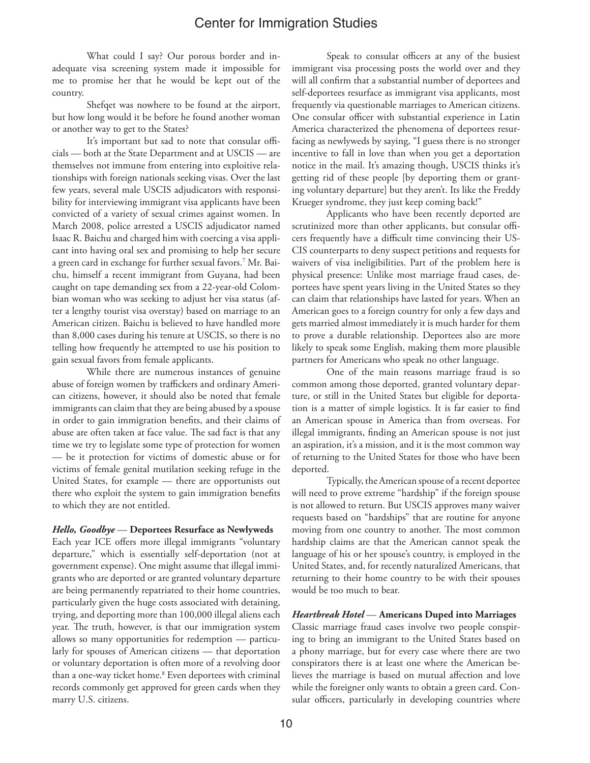What could I say? Our porous border and inadequate visa screening system made it impossible for me to promise her that he would be kept out of the country.

Shefqet was nowhere to be found at the airport, but how long would it be before he found another woman or another way to get to the States?

It's important but sad to note that consular officials — both at the State Department and at USCIS — are themselves not immune from entering into exploitive relationships with foreign nationals seeking visas. Over the last few years, several male USCIS adjudicators with responsibility for interviewing immigrant visa applicants have been convicted of a variety of sexual crimes against women. In March 2008, police arrested a USCIS adjudicator named Isaac R. Baichu and charged him with coercing a visa applicant into having oral sex and promising to help her secure a green card in exchange for further sexual favors.[7] Mr. Baichu, himself a recent immigrant from Guyana, had been caught on tape demanding sex from a 22-year-old Colombian woman who was seeking to adjust her visa status (after a lengthy tourist visa overstay) based on marriage to an American citizen. Baichu is believed to have handled more than 8,000 cases during his tenure at USCIS, so there is no telling how frequently he attempted to use his position to gain sexual favors from female applicants.

While there are numerous instances of genuine abuse of foreign women by traffickers and ordinary American citizens, however, it should also be noted that female immigrants can claim that they are being abused by a spouse in order to gain immigration benefits, and their claims of abuse are often taken at face value. The sad fact is that any time we try to legislate some type of protection for women — be it protection for victims of domestic abuse or for victims of female genital mutilation seeking refuge in the United States, for example — there are opportunists out there who exploit the system to gain immigration benefits to which they are not entitled.

***Hello, Goodbye* — Deportees Resurface as Newlyweds**

Each year ICE offers more illegal immigrants "voluntary departure," which is essentially self-deportation (not at government expense). One might assume that illegal immigrants who are deported or are granted voluntary departure are being permanently repatriated to their home countries, particularly given the huge costs associated with detaining, trying, and deporting more than 100,000 illegal aliens each year. The truth, however, is that our immigration system allows so many opportunities for redemption — particularly for spouses of American citizens — that deportation or voluntary deportation is often more of a revolving door than a one-way ticket home.[8] Even deportees with criminal records commonly get approved for green cards when they marry U.S. citizens.

Speak to consular officers at any of the busiest immigrant visa processing posts the world over and they will all confirm that a substantial number of deportees and self-deportees resurface as immigrant visa applicants, most frequently via questionable marriages to American citizens. One consular officer with substantial experience in Latin America characterized the phenomena of deportees resurfacing as newlyweds by saying, "I guess there is no stronger incentive to fall in love than when you get a deportation notice in the mail. It's amazing though, USCIS thinks it's getting rid of these people [by deporting them or granting voluntary departure] but they aren't. Its like the Freddy Krueger syndrome, they just keep coming back!"

Applicants who have been recently deported are scrutinized more than other applicants, but consular officers frequently have a difficult time convincing their USCIS counterparts to deny suspect petitions and requests for waivers of visa ineligibilities. Part of the problem here is physical presence: Unlike most marriage fraud cases, deportees have spent years living in the United States so they can claim that relationships have lasted for years. When an American goes to a foreign country for only a few days and gets married almost immediately it is much harder for them to prove a durable relationship. Deportees also are more likely to speak some English, making them more plausible partners for Americans who speak no other language.

One of the main reasons marriage fraud is so common among those deported, granted voluntary departure, or still in the United States but eligible for deportation is a matter of simple logistics. It is far easier to find an American spouse in America than from overseas. For illegal immigrants, finding an American spouse is not just an aspiration, it's a mission, and it is the most common way of returning to the United States for those who have been deported.

Typically, the American spouse of a recent deportee will need to prove extreme "hardship" if the foreign spouse is not allowed to return. But USCIS approves many waiver requests based on "hardships" that are routine for anyone moving from one country to another. The most common hardship claims are that the American cannot speak the language of his or her spouse's country, is employed in the United States, and, for recently naturalized Americans, that returning to their home country to be with their spouses would be too much to bear.

***Heartbreak Hotel* — Americans Duped into Marriages**

Classic marriage fraud cases involve two people conspiring to bring an immigrant to the United States based on a phony marriage, but for every case where there are two conspirators there is at least one where the American believes the marriage is based on mutual affection and love while the foreigner only wants to obtain a green card. Consular officers, particularly in developing countries where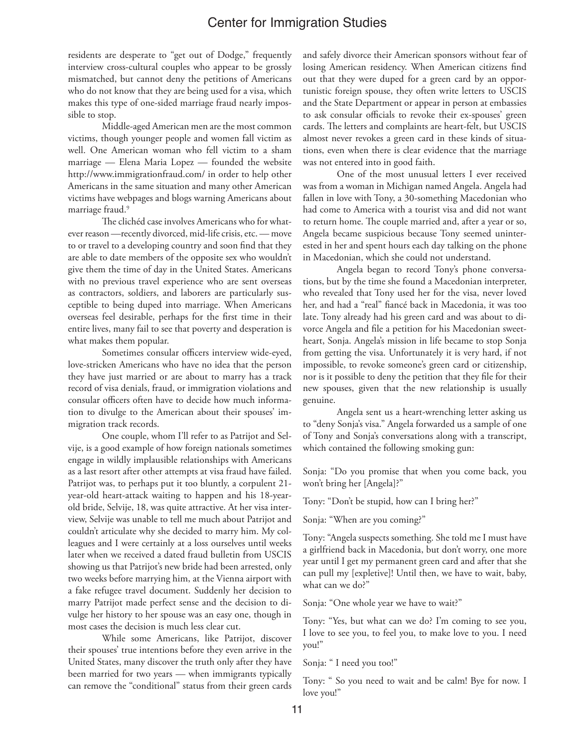residents are desperate to "get out of Dodge," frequently interview cross-cultural couples who appear to be grossly mismatched, but cannot deny the petitions of Americans who do not know that they are being used for a visa, which makes this type of one-sided marriage fraud nearly impossible to stop.

Middle-aged American men are the most common victims, though younger people and women fall victim as well. One American woman who fell victim to a sham marriage — Elena Maria Lopez — founded the website http://www.immigrationfraud.com/ in order to help other Americans in the same situation and many other American victims have webpages and blogs warning Americans about marriage fraud.[9]

The clichéd case involves Americans who for whatever reason —recently divorced, mid-life crisis, etc. — move to or travel to a developing country and soon find that they are able to date members of the opposite sex who wouldn't give them the time of day in the United States. Americans with no previous travel experience who are sent overseas as contractors, soldiers, and laborers are particularly susceptible to being duped into marriage. When Americans overseas feel desirable, perhaps for the first time in their entire lives, many fail to see that poverty and desperation is what makes them popular.

Sometimes consular officers interview wide-eyed, love-stricken Americans who have no idea that the person they have just married or are about to marry has a track record of visa denials, fraud, or immigration violations and consular officers often have to decide how much information to divulge to the American about their spouses' immigration track records.

One couple, whom I'll refer to as Patrijot and Selvije, is a good example of how foreign nationals sometimes engage in wildly implausible relationships with Americans as a last resort after other attempts at visa fraud have failed. Patrijot was, to perhaps put it too bluntly, a corpulent 21-year-old heart-attack waiting to happen and his 18-year-old bride, Selvije, 18, was quite attractive. At her visa interview, Selvije was unable to tell me much about Patrijot and couldn't articulate why she decided to marry him. My colleagues and I were certainly at a loss ourselves until weeks later when we received a dated fraud bulletin from USCIS showing us that Patrijot's new bride had been arrested, only two weeks before marrying him, at the Vienna airport with a fake refugee travel document. Suddenly her decision to marry Patrijot made perfect sense and the decision to divulge her history to her spouse was an easy one, though in most cases the decision is much less clear cut.

While some Americans, like Patrijot, discover their spouses' true intentions before they even arrive in the United States, many discover the truth only after they have been married for two years — when immigrants typically can remove the "conditional" status from their green cards and safely divorce their American sponsors without fear of losing American residency. When American citizens find out that they were duped for a green card by an opportunistic foreign spouse, they often write letters to USCIS and the State Department or appear in person at embassies to ask consular officials to revoke their ex-spouses' green cards. The letters and complaints are heart-felt, but USCIS almost never revokes a green card in these kinds of situations, even when there is clear evidence that the marriage was not entered into in good faith.

One of the most unusual letters I ever received was from a woman in Michigan named Angela. Angela had fallen in love with Tony, a 30-something Macedonian who had come to America with a tourist visa and did not want to return home. The couple married and, after a year or so, Angela became suspicious because Tony seemed uninterested in her and spent hours each day talking on the phone in Macedonian, which she could not understand.

Angela began to record Tony's phone conversations, but by the time she found a Macedonian interpreter, who revealed that Tony used her for the visa, never loved her, and had a "real" fiancé back in Macedonia, it was too late. Tony already had his green card and was about to divorce Angela and file a petition for his Macedonian sweetheart, Sonja. Angela's mission in life became to stop Sonja from getting the visa. Unfortunately it is very hard, if not impossible, to revoke someone's green card or citizenship, nor is it possible to deny the petition that they file for their new spouses, given that the new relationship is usually genuine.

Angela sent us a heart-wrenching letter asking us to "deny Sonja's visa." Angela forwarded us a sample of one of Tony and Sonja's conversations along with a transcript, which contained the following smoking gun:

Sonja: "Do you promise that when you come back, you won't bring her [Angela]?"

Tony: "Don't be stupid, how can I bring her?"

Sonja: "When are you coming?"

Tony: "Angela suspects something. She told me I must have a girlfriend back in Macedonia, but don't worry, one more year until I get my permanent green card and after that she can pull my [expletive]! Until then, we have to wait, baby, what can we do?"

Sonja: "One whole year we have to wait?"

Tony: "Yes, but what can we do? I'm coming to see you, I love to see you, to feel you, to make love to you. I need you!"

Sonja: " I need you too!"

Tony: " So you need to wait and be calm! Bye for now. I love you!"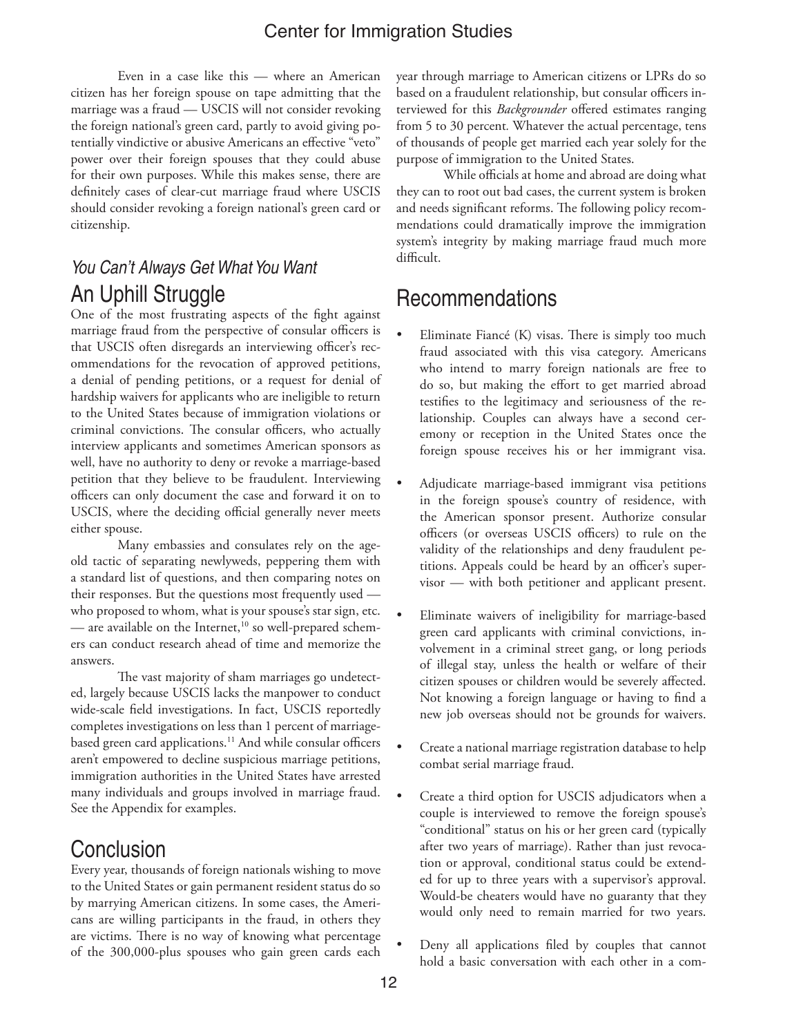Even in a case like this — where an American citizen has her foreign spouse on tape admitting that the marriage was a fraud — USCIS will not consider revoking the foreign national's green card, partly to avoid giving potentially vindictive or abusive Americans an effective "veto" power over their foreign spouses that they could abuse for their own purposes. While this makes sense, there are definitely cases of clear-cut marriage fraud where USCIS should consider revoking a foreign national's green card or citizenship.

### *You Can't Always Get What You Want*

## An Uphill Struggle

One of the most frustrating aspects of the fight against marriage fraud from the perspective of consular officers is that USCIS often disregards an interviewing officer's recommendations for the revocation of approved petitions, a denial of pending petitions, or a request for denial of hardship waivers for applicants who are ineligible to return to the United States because of immigration violations or criminal convictions. The consular officers, who actually interview applicants and sometimes American sponsors as well, have no authority to deny or revoke a marriage-based petition that they believe to be fraudulent. Interviewing officers can only document the case and forward it on to USCIS, where the deciding official generally never meets either spouse.

Many embassies and consulates rely on the age-old tactic of separating newlyweds, peppering them with a standard list of questions, and then comparing notes on their responses. But the questions most frequently used — who proposed to whom, what is your spouse's star sign, etc. — are available on the Internet,[10] so well-prepared schemers can conduct research ahead of time and memorize the answers.

The vast majority of sham marriages go undetected, largely because USCIS lacks the manpower to conduct wide-scale field investigations. In fact, USCIS reportedly completes investigations on less than 1 percent of marriage-based green card applications.[11] And while consular officers aren't empowered to decline suspicious marriage petitions, immigration authorities in the United States have arrested many individuals and groups involved in marriage fraud. See the Appendix for examples.

## Conclusion

Every year, thousands of foreign nationals wishing to move to the United States or gain permanent resident status do so by marrying American citizens. In some cases, the Americans are willing participants in the fraud, in others they are victims. There is no way of knowing what percentage of the 300,000-plus spouses who gain green cards each year through marriage to American citizens or LPRs do so based on a fraudulent relationship, but consular officers interviewed for this *Backgrounder* offered estimates ranging from 5 to 30 percent. Whatever the actual percentage, tens of thousands of people get married each year solely for the purpose of immigration to the United States.

While officials at home and abroad are doing what they can to root out bad cases, the current system is broken and needs significant reforms. The following policy recommendations could dramatically improve the immigration system's integrity by making marriage fraud much more difficult.

## Recommendations

- Eliminate Fiancé (K) visas. There is simply too much fraud associated with this visa category. Americans who intend to marry foreign nationals are free to do so, but making the effort to get married abroad testifies to the legitimacy and seriousness of the relationship. Couples can always have a second ceremony or reception in the United States once the foreign spouse receives his or her immigrant visa.

- Adjudicate marriage-based immigrant visa petitions in the foreign spouse's country of residence, with the American sponsor present. Authorize consular officers (or overseas USCIS officers) to rule on the validity of the relationships and deny fraudulent petitions. Appeals could be heard by an officer's supervisor — with both petitioner and applicant present.

- Eliminate waivers of ineligibility for marriage-based green card applicants with criminal convictions, involvement in a criminal street gang, or long periods of illegal stay, unless the health or welfare of their citizen spouses or children would be severely affected. Not knowing a foreign language or having to find a new job overseas should not be grounds for waivers.

- Create a national marriage registration database to help combat serial marriage fraud.

- Create a third option for USCIS adjudicators when a couple is interviewed to remove the foreign spouse's "conditional" status on his or her green card (typically after two years of marriage). Rather than just revocation or approval, conditional status could be extended for up to three years with a supervisor's approval. Would-be cheaters would have no guaranty that they would only need to remain married for two years.

- Deny all applications filed by couples that cannot hold a basic conversation with each other in a com-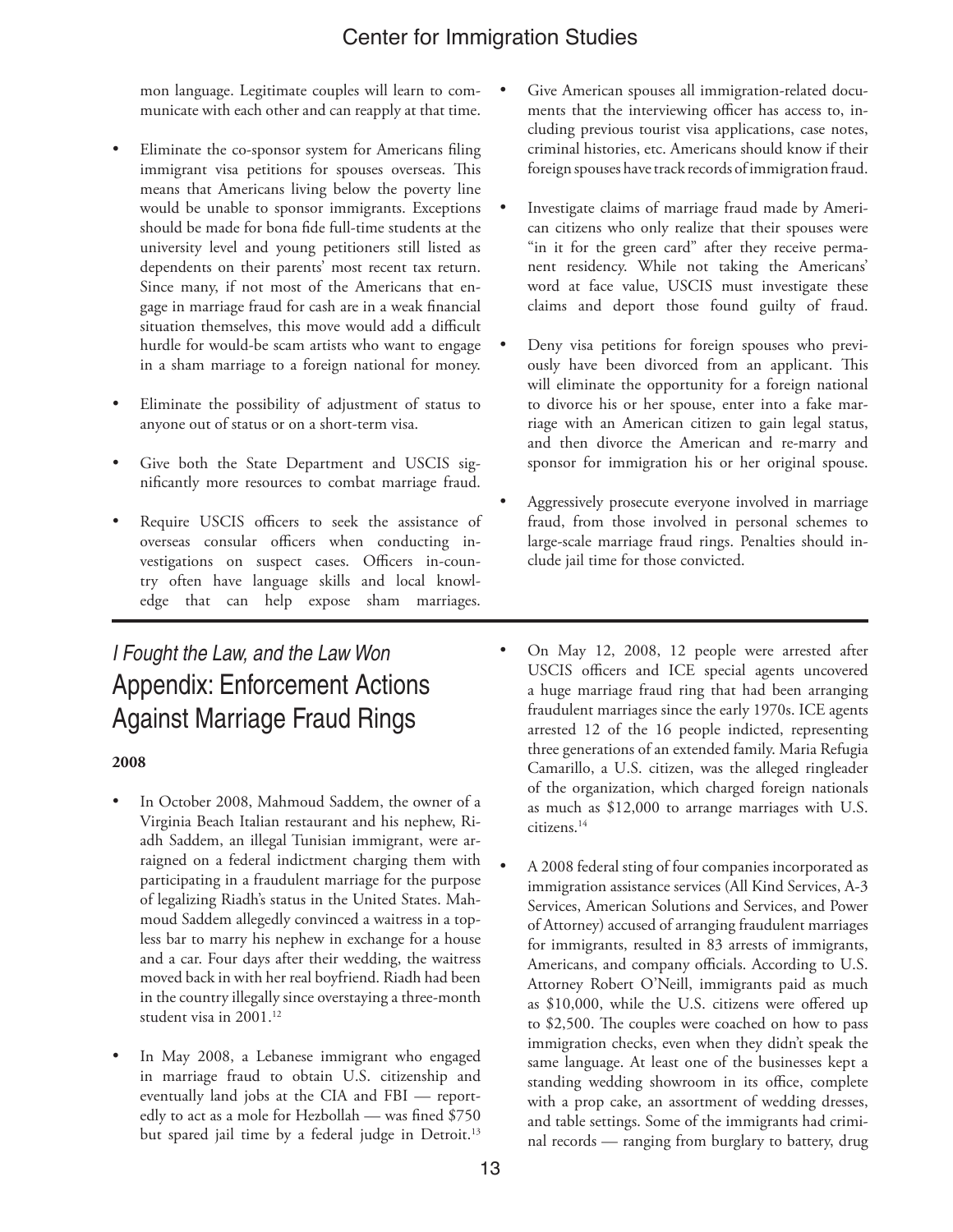mon language. Legitimate couples will learn to communicate with each other and can reapply at that time.

- Eliminate the co-sponsor system for Americans filing immigrant visa petitions for spouses overseas. This means that Americans living below the poverty line would be unable to sponsor immigrants. Exceptions should be made for bona fide full-time students at the university level and young petitioners still listed as dependents on their parents' most recent tax return. Since many, if not most of the Americans that engage in marriage fraud for cash are in a weak financial situation themselves, this move would add a difficult hurdle for would-be scam artists who want to engage in a sham marriage to a foreign national for money.

- Eliminate the possibility of adjustment of status to anyone out of status or on a short-term visa.

- Give both the State Department and USCIS significantly more resources to combat marriage fraud.

- Require USCIS officers to seek the assistance of overseas consular officers when conducting investigations on suspect cases. Officers in-country often have language skills and local knowledge that can help expose sham marriages.

- Give American spouses all immigration-related documents that the interviewing officer has access to, including previous tourist visa applications, case notes, criminal histories, etc. Americans should know if their foreign spouses have track records of immigration fraud.

- Investigate claims of marriage fraud made by American citizens who only realize that their spouses were "in it for the green card" after they receive permanent residency. While not taking the Americans' word at face value, USCIS must investigate these claims and deport those found guilty of fraud.

- Deny visa petitions for foreign spouses who previously have been divorced from an applicant. This will eliminate the opportunity for a foreign national to divorce his or her spouse, enter into a fake marriage with an American citizen to gain legal status, and then divorce the American and re-marry and sponsor for immigration his or her original spouse.

- Aggressively prosecute everyone involved in marriage fraud, from those involved in personal schemes to large-scale marriage fraud rings. Penalties should include jail time for those convicted.

*I Fought the Law, and the Law Won*

## Appendix: Enforcement Actions Against Marriage Fraud Rings

**2008**

- In October 2008, Mahmoud Saddem, the owner of a Virginia Beach Italian restaurant and his nephew, Riadh Saddem, an illegal Tunisian immigrant, were arraigned on a federal indictment charging them with participating in a fraudulent marriage for the purpose of legalizing Riadh's status in the United States. Mahmoud Saddem allegedly convinced a waitress in a topless bar to marry his nephew in exchange for a house and a car. Four days after their wedding, the waitress moved back in with her real boyfriend. Riadh had been in the country illegally since overstaying a three-month student visa in 2001.[12]

- In May 2008, a Lebanese immigrant who engaged in marriage fraud to obtain U.S. citizenship and eventually land jobs at the CIA and FBI — reportedly to act as a mole for Hezbollah — was fined $750 but spared jail time by a federal judge in Detroit.[13]

- On May 12, 2008, 12 people were arrested after USCIS officers and ICE special agents uncovered a huge marriage fraud ring that had been arranging fraudulent marriages since the early 1970s. ICE agents arrested 12 of the 16 people indicted, representing three generations of an extended family. Maria Refugia Camarillo, a U.S. citizen, was the alleged ringleader of the organization, which charged foreign nationals as much as $12,000 to arrange marriages with U.S. citizens.[14]

- A 2008 federal sting of four companies incorporated as immigration assistance services (All Kind Services, A-3 Services, American Solutions and Services, and Power of Attorney) accused of arranging fraudulent marriages for immigrants, resulted in 83 arrests of immigrants, Americans, and company officials. According to U.S. Attorney Robert O'Neill, immigrants paid as much as $10,000, while the U.S. citizens were offered up to $2,500. The couples were coached on how to pass immigration checks, even when they didn't speak the same language. At least one of the businesses kept a standing wedding showroom in its office, complete with a prop cake, an assortment of wedding dresses, and table settings. Some of the immigrants had criminal records — ranging from burglary to battery, drug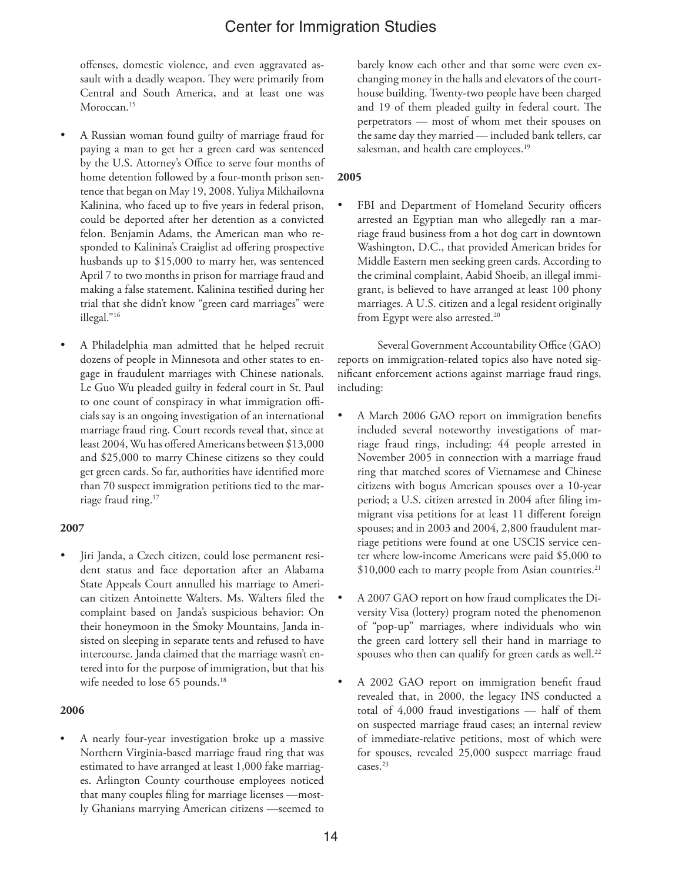offenses, domestic violence, and even aggravated assault with a deadly weapon. They were primarily from Central and South America, and at least one was Moroccan.[15]

- A Russian woman found guilty of marriage fraud for paying a man to get her a green card was sentenced by the U.S. Attorney's Office to serve four months of home detention followed by a four-month prison sentence that began on May 19, 2008. Yuliya Mikhailovna Kalinina, who faced up to five years in federal prison, could be deported after her detention as a convicted felon. Benjamin Adams, the American man who responded to Kalinina's Craiglist ad offering prospective husbands up to $15,000 to marry her, was sentenced April 7 to two months in prison for marriage fraud and making a false statement. Kalinina testified during her trial that she didn't know "green card marriages" were illegal."[16]

- A Philadelphia man admitted that he helped recruit dozens of people in Minnesota and other states to engage in fraudulent marriages with Chinese nationals. Le Guo Wu pleaded guilty in federal court in St. Paul to one count of conspiracy in what immigration officials say is an ongoing investigation of an international marriage fraud ring. Court records reveal that, since at least 2004, Wu has offered Americans between $13,000 and $25,000 to marry Chinese citizens so they could get green cards. So far, authorities have identified more than 70 suspect immigration petitions tied to the marriage fraud ring.[17]

**2007**

- Jiri Janda, a Czech citizen, could lose permanent resident status and face deportation after an Alabama State Appeals Court annulled his marriage to American citizen Antoinette Walters. Ms. Walters filed the complaint based on Janda's suspicious behavior: On their honeymoon in the Smoky Mountains, Janda insisted on sleeping in separate tents and refused to have intercourse. Janda claimed that the marriage wasn't entered into for the purpose of immigration, but that his wife needed to lose 65 pounds.[18]

**2006**

- A nearly four-year investigation broke up a massive Northern Virginia-based marriage fraud ring that was estimated to have arranged at least 1,000 fake marriages. Arlington County courthouse employees noticed that many couples filing for marriage licenses —mostly Ghanians marrying American citizens —seemed to barely know each other and that some were even exchanging money in the halls and elevators of the courthouse building. Twenty-two people have been charged and 19 of them pleaded guilty in federal court. The perpetrators — most of whom met their spouses on the same day they married — included bank tellers, car salesman, and health care employees.[19]

**2005**

- FBI and Department of Homeland Security officers arrested an Egyptian man who allegedly ran a marriage fraud business from a hot dog cart in downtown Washington, D.C., that provided American brides for Middle Eastern men seeking green cards. According to the criminal complaint, Aabid Shoeib, an illegal immigrant, is believed to have arranged at least 100 phony marriages. A U.S. citizen and a legal resident originally from Egypt were also arrested.[20]

Several Government Accountability Office (GAO) reports on immigration-related topics also have noted significant enforcement actions against marriage fraud rings, including:

- A March 2006 GAO report on immigration benefits included several noteworthy investigations of marriage fraud rings, including: 44 people arrested in November 2005 in connection with a marriage fraud ring that matched scores of Vietnamese and Chinese citizens with bogus American spouses over a 10-year period; a U.S. citizen arrested in 2004 after filing immigrant visa petitions for at least 11 different foreign spouses; and in 2003 and 2004, 2,800 fraudulent marriage petitions were found at one USCIS service center where low-income Americans were paid $5,000 to $10,000 each to marry people from Asian countries.[21]

- A 2007 GAO report on how fraud complicates the Diversity Visa (lottery) program noted the phenomenon of "pop-up" marriages, where individuals who win the green card lottery sell their hand in marriage to spouses who then can qualify for green cards as well.[22]

- A 2002 GAO report on immigration benefit fraud revealed that, in 2000, the legacy INS conducted a total of 4,000 fraud investigations — half of them on suspected marriage fraud cases; an internal review of immediate-relative petitions, most of which were for spouses, revealed 25,000 suspect marriage fraud cases.[23]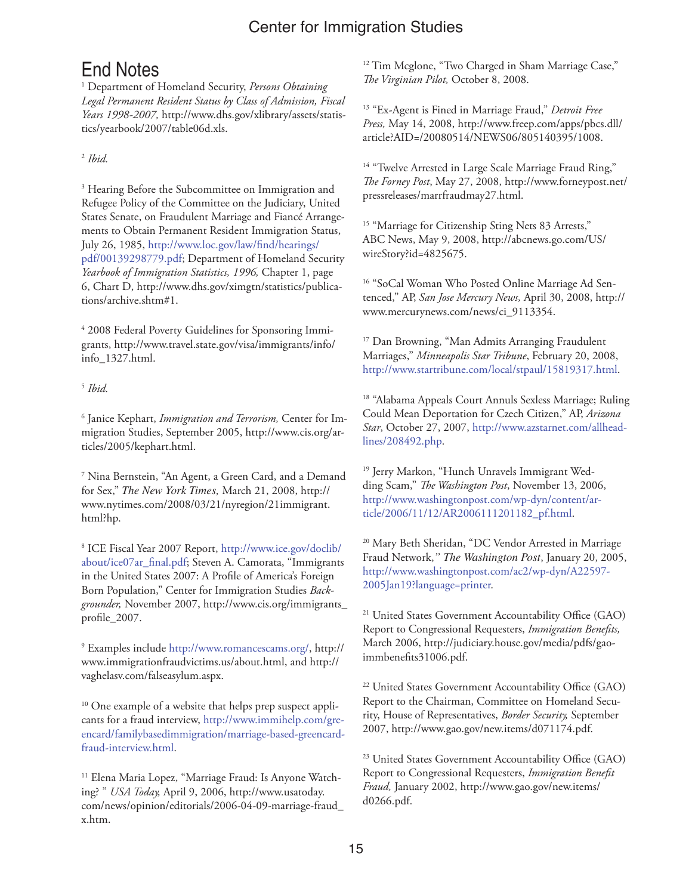# End Notes

[1] Department of Homeland Security, *Persons Obtaining Legal Permanent Resident Status by Class of Admission, Fiscal Years 1998-2007,* http://www.dhs.gov/xlibrary/assets/statistics/yearbook/2007/table06d.xls.

[2] *Ibid.*

[3] Hearing Before the Subcommittee on Immigration and Refugee Policy of the Committee on the Judiciary, United States Senate, on Fraudulent Marriage and Fiancé Arrangements to Obtain Permanent Resident Immigration Status, July 26, 1985, http://www.loc.gov/law/find/hearings/pdf/00139298779.pdf; Department of Homeland Security *Yearbook of Immigration Statistics, 1996,* Chapter 1, page 6, Chart D, http://www.dhs.gov/ximgtn/statistics/publications/archive.shtm#1.

[4] 2008 Federal Poverty Guidelines for Sponsoring Immigrants, http://www.travel.state.gov/visa/immigrants/info/info_1327.html.

[5] *Ibid.*

[6] Janice Kephart, *Immigration and Terrorism,* Center for Immigration Studies, September 2005, http://www.cis.org/articles/2005/kephart.html.

[7] Nina Bernstein, "An Agent, a Green Card, and a Demand for Sex," *The New York Times,* March 21, 2008, http://www.nytimes.com/2008/03/21/nyregion/21immigrant.html?hp.

[8] ICE Fiscal Year 2007 Report, http://www.ice.gov/doclib/about/ice07ar_final.pdf; Steven A. Camorata, "Immigrants in the United States 2007: A Profile of America's Foreign Born Population," Center for Immigration Studies *Backgrounder,* November 2007, http://www.cis.org/immigrants_profile_2007.

[9] Examples include http://www.romancescams.org/, http://www.immigrationfraudvictims.us/about.html, and http://vaghelasv.com/falseasylum.aspx.

[10] One example of a website that helps prep suspect applicants for a fraud interview, http://www.immihelp.com/greencard/familybasedimmigration/marriage-based-greencard-fraud-interview.html.

[11] Elena Maria Lopez, "Marriage Fraud: Is Anyone Watching? " *USA Today,* April 9, 2006, http://www.usatoday.com/news/opinion/editorials/2006-04-09-marriage-fraud_x.htm.

[12] Tim Mcglone, "Two Charged in Sham Marriage Case," *The Virginian Pilot,* October 8, 2008.

[13] "Ex-Agent is Fined in Marriage Fraud," *Detroit Free Press,* May 14, 2008, http://www.freep.com/apps/pbcs.dll/article?AID=/20080514/NEWS06/805140395/1008.

[14] "Twelve Arrested in Large Scale Marriage Fraud Ring," *The Forney Post*, May 27, 2008, http://www.forneypost.net/pressreleases/marrfraudmay27.html.

[15] "Marriage for Citizenship Sting Nets 83 Arrests," ABC News, May 9, 2008, http://abcnews.go.com/US/wireStory?id=4825675.

[16] "SoCal Woman Who Posted Online Marriage Ad Sentenced," AP, *San Jose Mercury News,* April 30, 2008, http://www.mercurynews.com/news/ci_9113354.

[17] Dan Browning, "Man Admits Arranging Fraudulent Marriages," *Minneapolis Star Tribune*, February 20, 2008, http://www.startribune.com/local/stpaul/15819317.html.

[18] "Alabama Appeals Court Annuls Sexless Marriage; Ruling Could Mean Deportation for Czech Citizen," AP, *Arizona Star*, October 27, 2007, http://www.azstarnet.com/allheadlines/208492.php.

[19] Jerry Markon, "Hunch Unravels Immigrant Wedding Scam," *The Washington Post*, November 13, 2006, http://www.washingtonpost.com/wp-dyn/content/article/2006/11/12/AR2006111201182_pf.html.

[20] Mary Beth Sheridan, "DC Vendor Arrested in Marriage Fraud Network," *The Washington Post*, January 20, 2005, http://www.washingtonpost.com/ac2/wp-dyn/A22597-2005Jan19?language=printer.

[21] United States Government Accountability Office (GAO) Report to Congressional Requesters, *Immigration Benefits,* March 2006, http://judiciary.house.gov/media/pdfs/gaoimmbenefits31006.pdf.

[22] United States Government Accountability Office (GAO) Report to the Chairman, Committee on Homeland Security, House of Representatives, *Border Security,* September 2007, http://www.gao.gov/new.items/d071174.pdf.

[23] United States Government Accountability Office (GAO) Report to Congressional Requesters, *Immigration Benefit Fraud,* January 2002, http://www.gao.gov/new.items/d0266.pdf.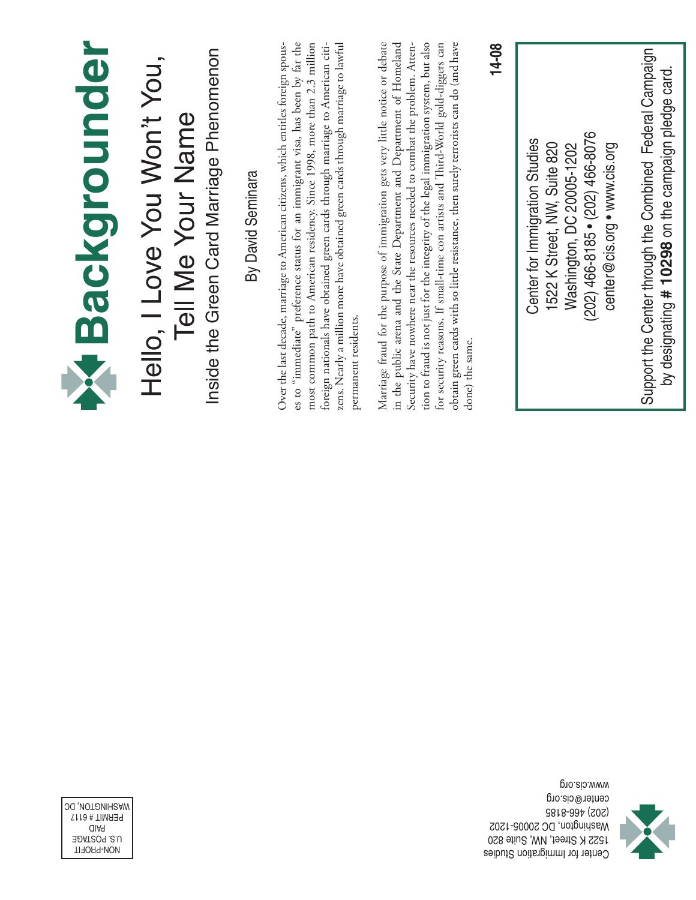# Backgrounder

## Hello, I Love You Won't You, Tell Me Your Name

### Inside the Green Card Marriage Phenomenon

By David Seminara

Over the last decade, marriage to American citizens, which entitles foreign spouses to "immediate" preference status for an immigrant visa, has been by far the most common path to American residency. Since 1998, more than 2.3 million foreign nationals have obtained green cards through marriage to American citizens. Nearly a million more have obtained green cards through marriage to lawful permanent residents.

Marriage fraud for the purpose of immigration gets very little notice or debate in the public arena and the State Department and Department of Homeland Security have nowhere near the resources needed to combat the problem. Attention to fraud is not just for the integrity of the legal immigration system, but also for security reasons. If small-time con artists and Third-World gold-diggers can obtain green cards with so little resistance, then surely terrorists can do (and have done) the same.

**14-08**

Center for Immigration Studies
1522 K Street, NW, Suite 820
Washington, DC 20005-1202
(202) 466-8185 • (202) 466-8076
center@cis.org • www.cis.org

Support the Center through the Combined Federal Campaign by designating **# 10298** on the campaign pledge card.

Center for Immigration Studies
1522 K Street, NW, Suite 820
Washington, DC 20005-1202
(202) 466-8185
center@cis.org
www.cis.org

NON-PROFIT
U.S. POSTAGE
PAID
PERMIT # 6117
WASHINGTON, DC